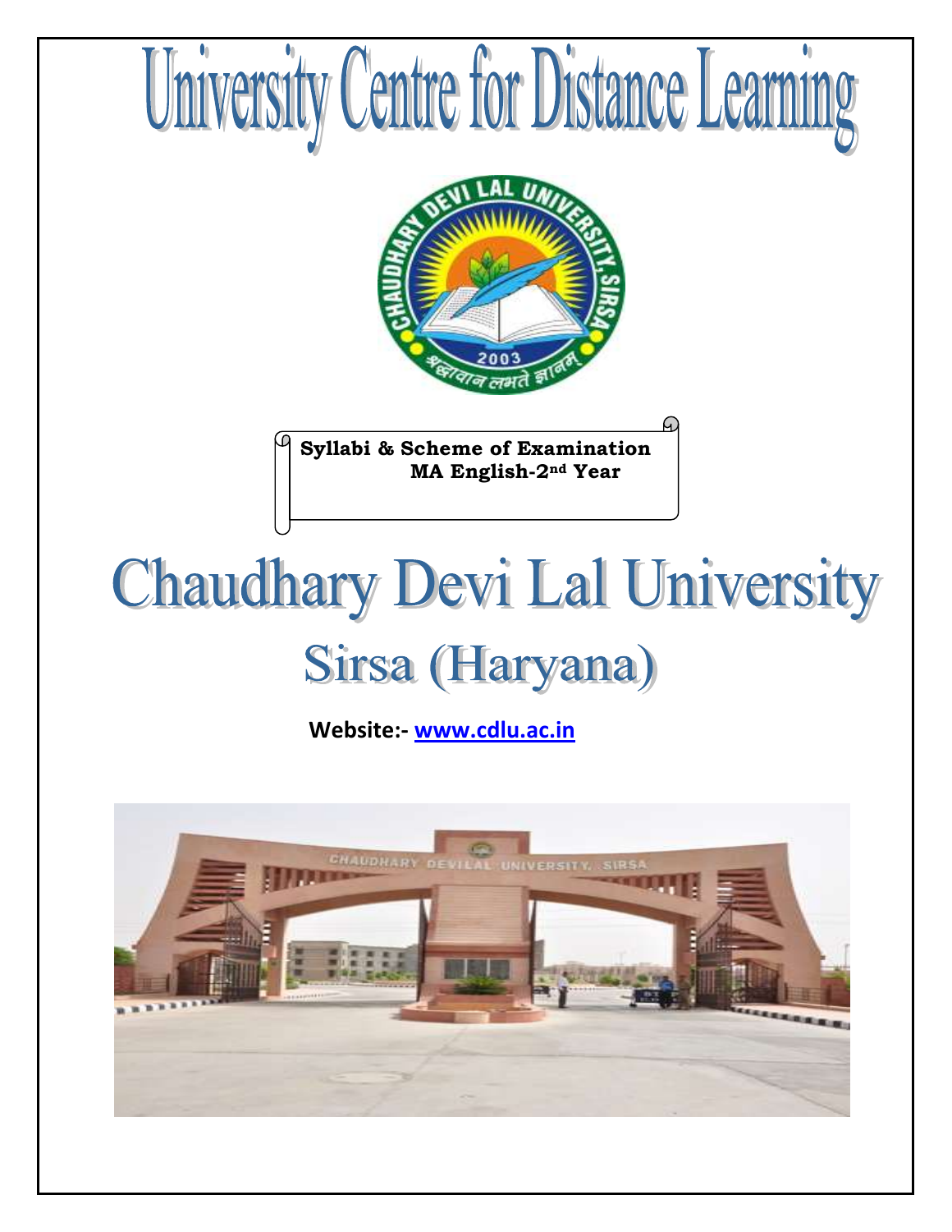# University Centre for Distance Learning

**Syllabi & Scheme of Examination**
**MA English-2nd Year**

# Chaudhary Devi Lal University

## Sirsa (Haryana)

**Website:- www.cdlu.ac.in**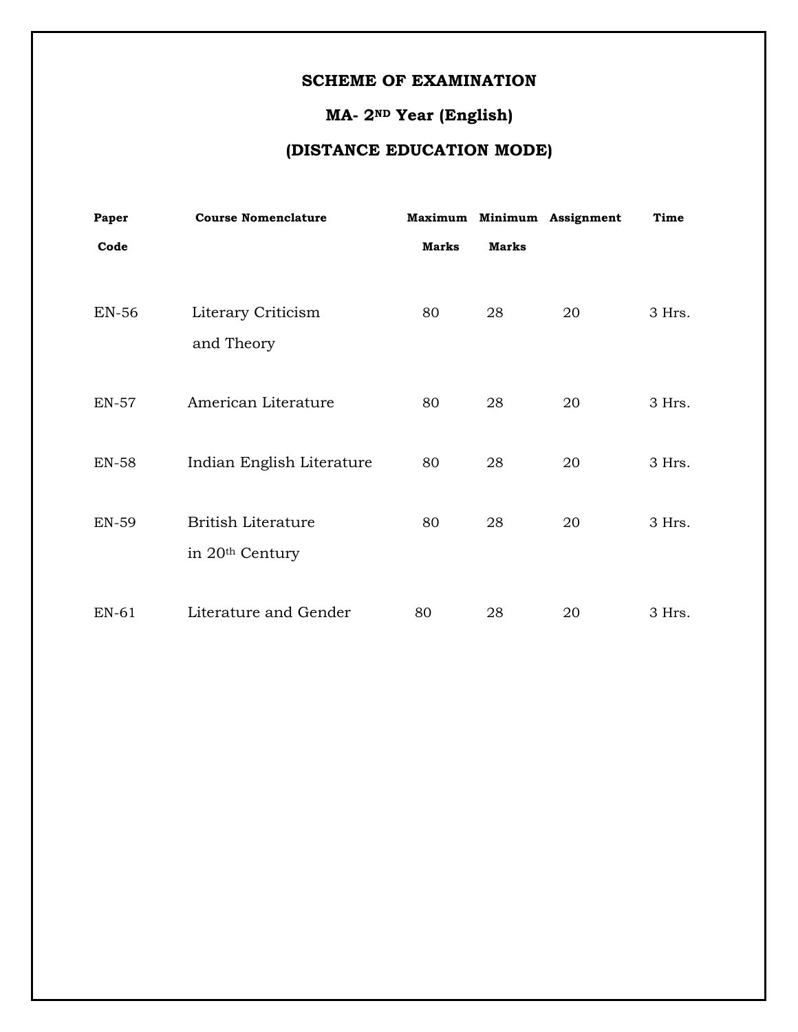**SCHEME OF EXAMINATION**

**MA- 2ND Year (English)**

**(DISTANCE EDUCATION MODE)**

| Paper Code | Course Nomenclature | Maximum Marks | Minimum Marks | Assignment | Time |
|---|---|---|---|---|---|
| EN-56 | Literary Criticism and Theory | 80 | 28 | 20 | 3 Hrs. |
| EN-57 | American Literature | 80 | 28 | 20 | 3 Hrs. |
| EN-58 | Indian English Literature | 80 | 28 | 20 | 3 Hrs. |
| EN-59 | British Literature in 20th Century | 80 | 28 | 20 | 3 Hrs. |
| EN-61 | Literature and Gender | 80 | 28 | 20 | 3 Hrs. |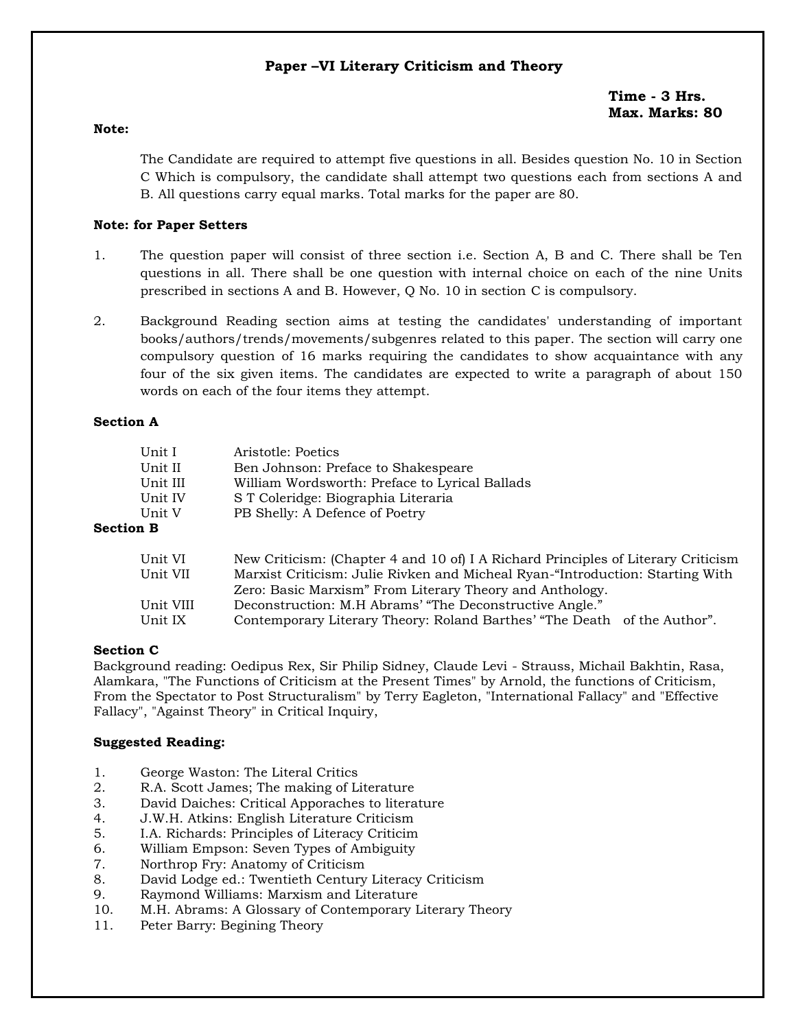## Paper –VI Literary Criticism and Theory

**Time - 3 Hrs.**
**Max. Marks: 80**

**Note:**

The Candidate are required to attempt five questions in all. Besides question No. 10 in Section C Which is compulsory, the candidate shall attempt two questions each from sections A and B. All questions carry equal marks. Total marks for the paper are 80.

**Note: for Paper Setters**

1. The question paper will consist of three section i.e. Section A, B and C. There shall be Ten questions in all. There shall be one question with internal choice on each of the nine Units prescribed in sections A and B. However, Q No. 10 in section C is compulsory.

2. Background Reading section aims at testing the candidates' understanding of important books/authors/trends/movements/subgenres related to this paper. The section will carry one compulsory question of 16 marks requiring the candidates to show acquaintance with any four of the six given items. The candidates are expected to write a paragraph of about 150 words on each of the four items they attempt.

**Section A**

| | |
|---|---|
| Unit I | Aristotle: Poetics |
| Unit II | Ben Johnson: Preface to Shakespeare |
| Unit III | William Wordsworth: Preface to Lyrical Ballads |
| Unit IV | S T Coleridge: Biographia Literaria |
| Unit V | PB Shelly: A Defence of Poetry |

**Section B**

| | |
|---|---|
| Unit VI | New Criticism: (Chapter 4 and 10 of) I A Richard Principles of Literary Criticism |
| Unit VII | Marxist Criticism: Julie Rivken and Micheal Ryan-"Introduction: Starting With Zero: Basic Marxism" From Literary Theory and Anthology. |
| Unit VIII | Deconstruction: M.H Abrams' "The Deconstructive Angle." |
| Unit IX | Contemporary Literary Theory: Roland Barthes' "The Death of the Author". |

**Section C**

Background reading: Oedipus Rex, Sir Philip Sidney, Claude Levi - Strauss, Michail Bakhtin, Rasa, Alamkara, "The Functions of Criticism at the Present Times" by Arnold, the functions of Criticism, From the Spectator to Post Structuralism" by Terry Eagleton, "International Fallacy" and "Effective Fallacy", "Against Theory" in Critical Inquiry,

**Suggested Reading:**

1. George Waston: The Literal Critics
2. R.A. Scott James; The making of Literature
3. David Daiches: Critical Apporaches to literature
4. J.W.H. Atkins: English Literature Criticism
5. I.A. Richards: Principles of Literacy Criticim
6. William Empson: Seven Types of Ambiguity
7. Northrop Fry: Anatomy of Criticism
8. David Lodge ed.: Twentieth Century Literacy Criticism
9. Raymond Williams: Marxism and Literature
10. M.H. Abrams: A Glossary of Contemporary Literary Theory
11. Peter Barry: Begining Theory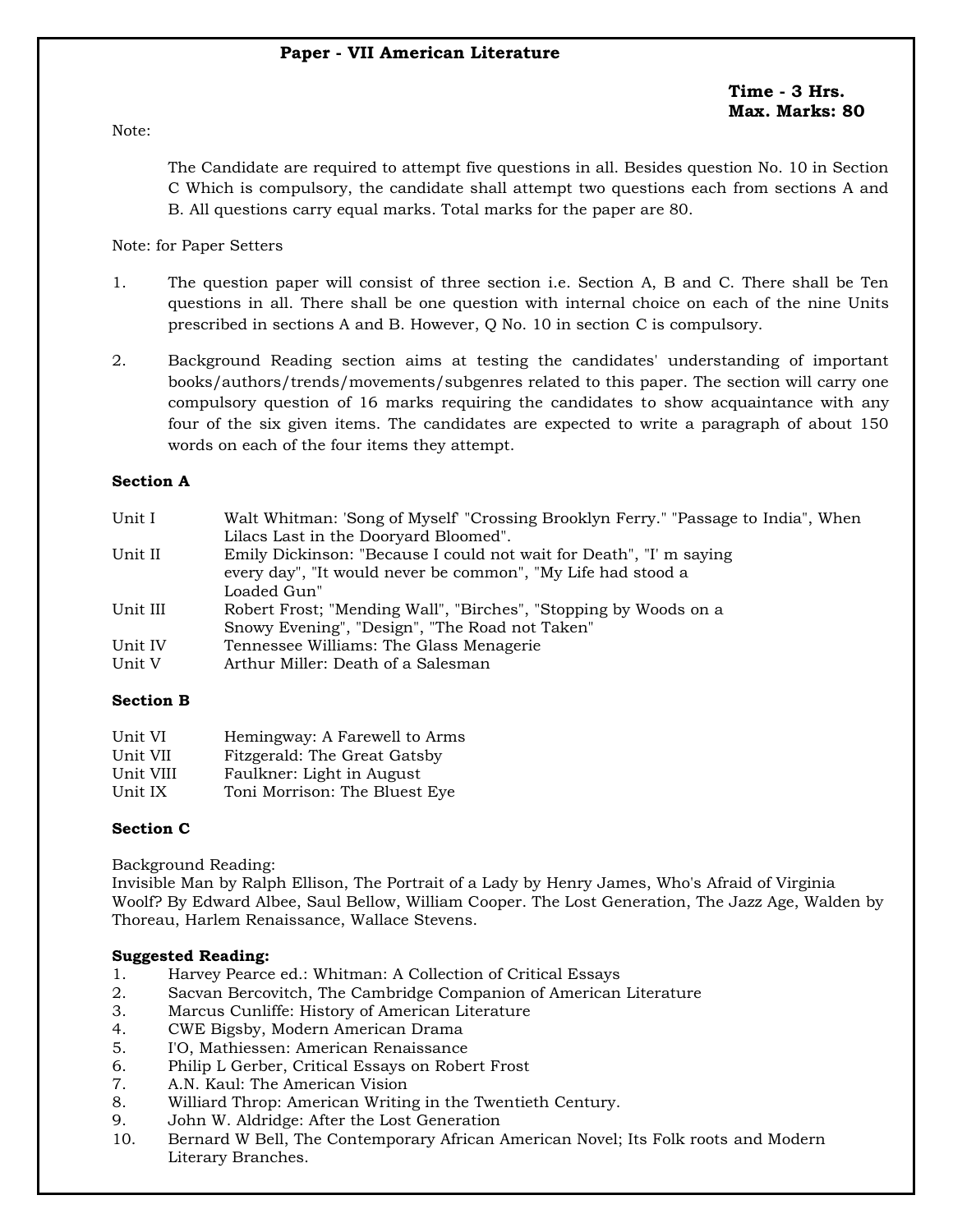## Paper - VII American Literature

**Time - 3 Hrs.**
**Max. Marks: 80**

Note:

The Candidate are required to attempt five questions in all. Besides question No. 10 in Section C Which is compulsory, the candidate shall attempt two questions each from sections A and B. All questions carry equal marks. Total marks for the paper are 80.

Note: for Paper Setters

1. The question paper will consist of three section i.e. Section A, B and C. There shall be Ten questions in all. There shall be one question with internal choice on each of the nine Units prescribed in sections A and B. However, Q No. 10 in section C is compulsory.

2. Background Reading section aims at testing the candidates' understanding of important books/authors/trends/movements/subgenres related to this paper. The section will carry one compulsory question of 16 marks requiring the candidates to show acquaintance with any four of the six given items. The candidates are expected to write a paragraph of about 150 words on each of the four items they attempt.

**Section A**

| | |
|---|---|
| Unit I | Walt Whitman: 'Song of Myself' "Crossing Brooklyn Ferry." "Passage to India", When Lilacs Last in the Dooryard Bloomed". |
| Unit II | Emily Dickinson: "Because I could not wait for Death", "I' m saying every day", "It would never be common", "My Life had stood a Loaded Gun" |
| Unit III | Robert Frost; "Mending Wall", "Birches", "Stopping by Woods on a Snowy Evening", "Design", "The Road not Taken" |
| Unit IV | Tennessee Williams: The Glass Menagerie |
| Unit V | Arthur Miller: Death of a Salesman |

**Section B**

| | |
|---|---|
| Unit VI | Hemingway: A Farewell to Arms |
| Unit VII | Fitzgerald: The Great Gatsby |
| Unit VIII | Faulkner: Light in August |
| Unit IX | Toni Morrison: The Bluest Eye |

**Section C**

Background Reading:
Invisible Man by Ralph Ellison, The Portrait of a Lady by Henry James, Who's Afraid of Virginia Woolf? By Edward Albee, Saul Bellow, William Cooper. The Lost Generation, The Jazz Age, Walden by Thoreau, Harlem Renaissance, Wallace Stevens.

**Suggested Reading:**

1. Harvey Pearce ed.: Whitman: A Collection of Critical Essays
2. Sacvan Bercovitch, The Cambridge Companion of American Literature
3. Marcus Cunliffe: History of American Literature
4. CWE Bigsby, Modern American Drama
5. I'O, Mathiessen: American Renaissance
6. Philip L Gerber, Critical Essays on Robert Frost
7. A.N. Kaul: The American Vision
8. Williard Throp: American Writing in the Twentieth Century.
9. John W. Aldridge: After the Lost Generation
10. Bernard W Bell, The Contemporary African American Novel; Its Folk roots and Modern Literary Branches.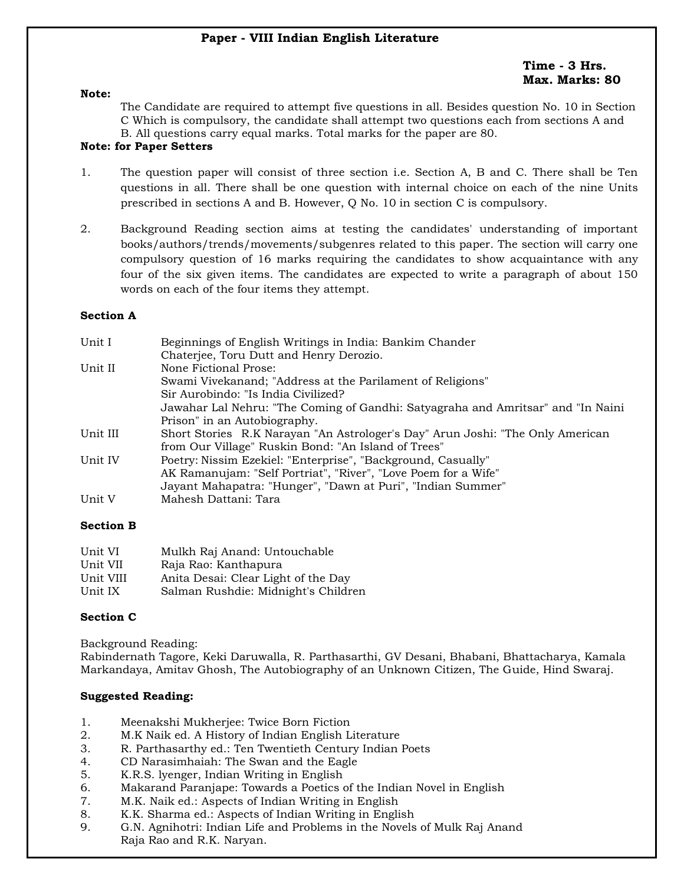# Paper - VIII Indian English Literature

**Time - 3 Hrs.**
**Max. Marks: 80**

**Note:**

The Candidate are required to attempt five questions in all. Besides question No. 10 in Section C Which is compulsory, the candidate shall attempt two questions each from sections A and B. All questions carry equal marks. Total marks for the paper are 80.

**Note: for Paper Setters**

1. The question paper will consist of three section i.e. Section A, B and C. There shall be Ten questions in all. There shall be one question with internal choice on each of the nine Units prescribed in sections A and B. However, Q No. 10 in section C is compulsory.

2. Background Reading section aims at testing the candidates' understanding of important books/authors/trends/movements/subgenres related to this paper. The section will carry one compulsory question of 16 marks requiring the candidates to show acquaintance with any four of the six given items. The candidates are expected to write a paragraph of about 150 words on each of the four items they attempt.

**Section A**

| | |
|---|---|
| Unit I | Beginnings of English Writings in India: Bankim Chander Chaterjee, Toru Dutt and Henry Derozio. |
| Unit II | None Fictional Prose: Swami Vivekanand; "Address at the Parilament of Religions" Sir Aurobindo: "Is India Civilized? Jawahar Lal Nehru: "The Coming of Gandhi: Satyagraha and Amritsar" and "In Naini Prison" in an Autobiography. |
| Unit III | Short Stories R.K Narayan "An Astrologer's Day" Arun Joshi: "The Only American from Our Village" Ruskin Bond: "An Island of Trees" |
| Unit IV | Poetry: Nissim Ezekiel: "Enterprise", "Background, Casually" AK Ramanujam: "Self Portriat", "River", "Love Poem for a Wife" Jayant Mahapatra: "Hunger", "Dawn at Puri", "Indian Summer" |
| Unit V | Mahesh Dattani: Tara |

**Section B**

| | |
|---|---|
| Unit VI | Mulkh Raj Anand: Untouchable |
| Unit VII | Raja Rao: Kanthapura |
| Unit VIII | Anita Desai: Clear Light of the Day |
| Unit IX | Salman Rushdie: Midnight's Children |

**Section C**

Background Reading:
Rabindernath Tagore, Keki Daruwalla, R. Parthasarthi, GV Desani, Bhabani, Bhattacharya, Kamala Markandaya, Amitav Ghosh, The Autobiography of an Unknown Citizen, The Guide, Hind Swaraj.

**Suggested Reading:**

1. Meenakshi Mukherjee: Twice Born Fiction
2. M.K Naik ed. A History of Indian English Literature
3. R. Parthasarthy ed.: Ten Twentieth Century Indian Poets
4. CD Narasimhaiah: The Swan and the Eagle
5. K.R.S. lyenger, Indian Writing in English
6. Makarand Paranjape: Towards a Poetics of the Indian Novel in English
7. M.K. Naik ed.: Aspects of Indian Writing in English
8. K.K. Sharma ed.: Aspects of Indian Writing in English
9. G.N. Agnihotri: Indian Life and Problems in the Novels of Mulk Raj Anand Raja Rao and R.K. Naryan.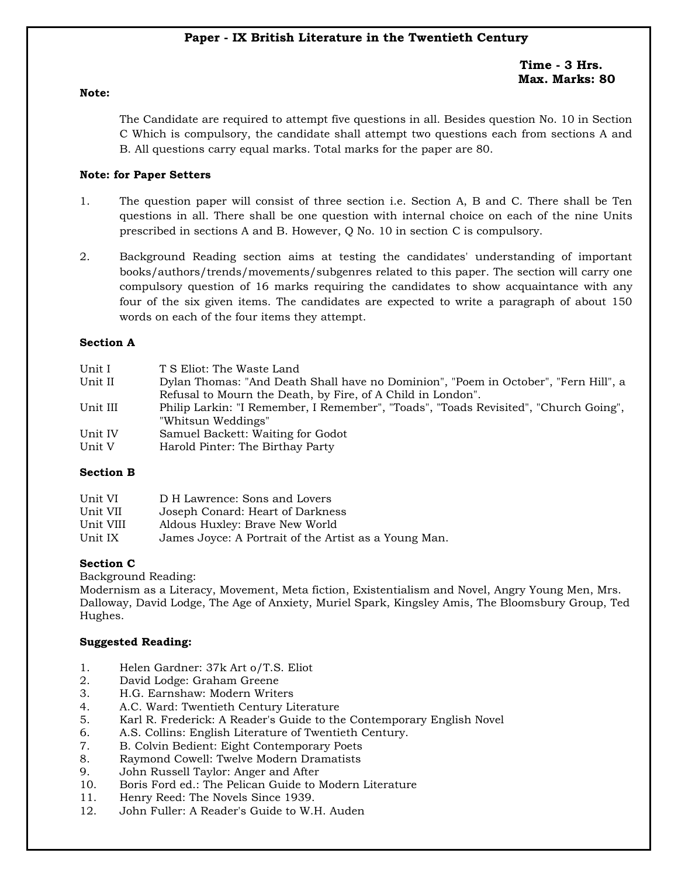## Paper - IX British Literature in the Twentieth Century

**Time - 3 Hrs.**
**Max. Marks: 80**

**Note:**

The Candidate are required to attempt five questions in all. Besides question No. 10 in Section C Which is compulsory, the candidate shall attempt two questions each from sections A and B. All questions carry equal marks. Total marks for the paper are 80.

**Note: for Paper Setters**

1. The question paper will consist of three section i.e. Section A, B and C. There shall be Ten questions in all. There shall be one question with internal choice on each of the nine Units prescribed in sections A and B. However, Q No. 10 in section C is compulsory.

2. Background Reading section aims at testing the candidates' understanding of important books/authors/trends/movements/subgenres related to this paper. The section will carry one compulsory question of 16 marks requiring the candidates to show acquaintance with any four of the six given items. The candidates are expected to write a paragraph of about 150 words on each of the four items they attempt.

**Section A**

| | |
|---|---|
| Unit I | T S Eliot: The Waste Land |
| Unit II | Dylan Thomas: "And Death Shall have no Dominion", "Poem in October", "Fern Hill", a Refusal to Mourn the Death, by Fire, of A Child in London". |
| Unit III | Philip Larkin: "I Remember, I Remember", "Toads", "Toads Revisited", "Church Going", "Whitsun Weddings" |
| Unit IV | Samuel Backett: Waiting for Godot |
| Unit V | Harold Pinter: The Birthay Party |

**Section B**

| | |
|---|---|
| Unit VI | D H Lawrence: Sons and Lovers |
| Unit VII | Joseph Conard: Heart of Darkness |
| Unit VIII | Aldous Huxley: Brave New World |
| Unit IX | James Joyce: A Portrait of the Artist as a Young Man. |

**Section C**

Background Reading:

Modernism as a Literacy, Movement, Meta fiction, Existentialism and Novel, Angry Young Men, Mrs. Dalloway, David Lodge, The Age of Anxiety, Muriel Spark, Kingsley Amis, The Bloomsbury Group, Ted Hughes.

**Suggested Reading:**

1. Helen Gardner: 37k Art o/T.S. Eliot
2. David Lodge: Graham Greene
3. H.G. Earnshaw: Modern Writers
4. A.C. Ward: Twentieth Century Literature
5. Karl R. Frederick: A Reader's Guide to the Contemporary English Novel
6. A.S. Collins: English Literature of Twentieth Century.
7. B. Colvin Bedient: Eight Contemporary Poets
8. Raymond Cowell: Twelve Modern Dramatists
9. John Russell Taylor: Anger and After
10. Boris Ford ed.: The Pelican Guide to Modern Literature
11. Henry Reed: The Novels Since 1939.
12. John Fuller: A Reader's Guide to W.H. Auden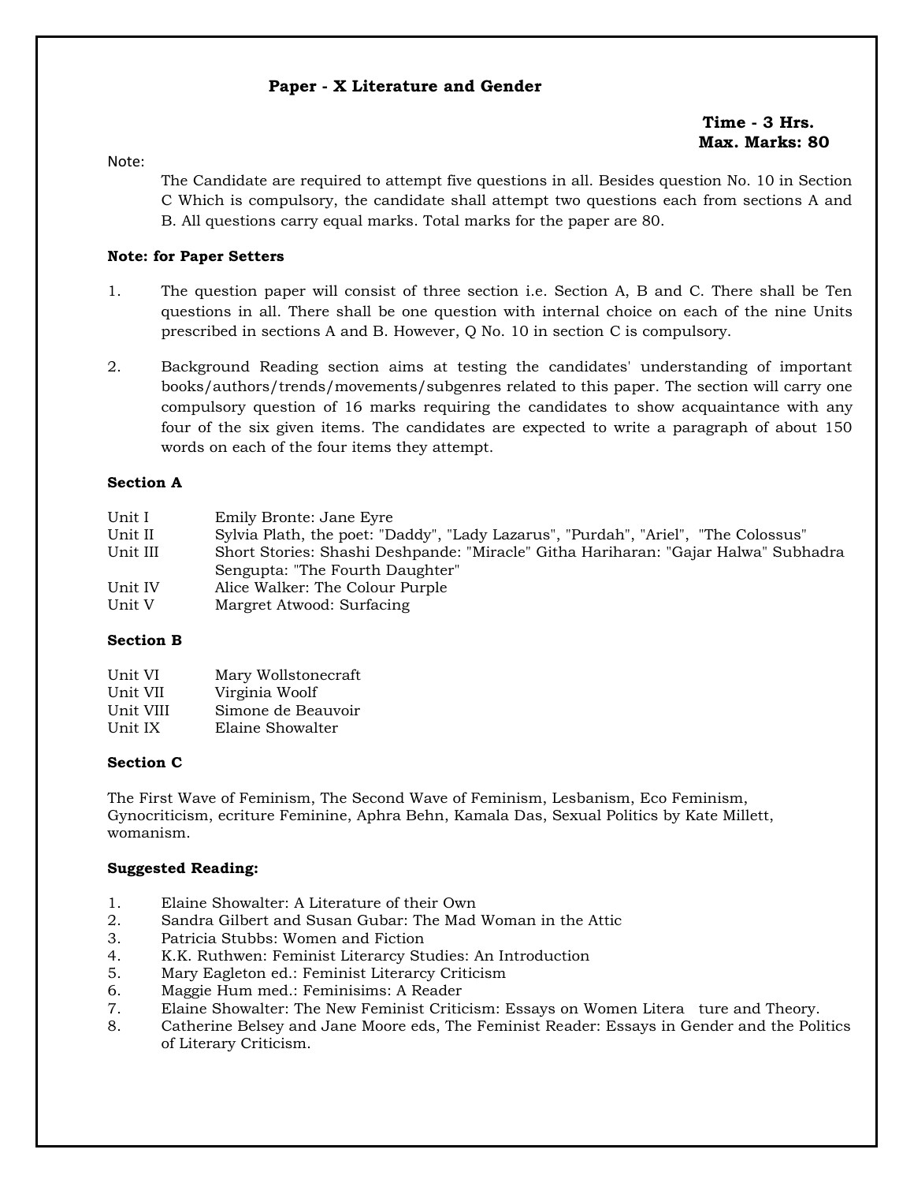**Paper - X Literature and Gender**

**Time - 3 Hrs.**
**Max. Marks: 80**

Note:

The Candidate are required to attempt five questions in all. Besides question No. 10 in Section C Which is compulsory, the candidate shall attempt two questions each from sections A and B. All questions carry equal marks. Total marks for the paper are 80.

**Note: for Paper Setters**

1. The question paper will consist of three section i.e. Section A, B and C. There shall be Ten questions in all. There shall be one question with internal choice on each of the nine Units prescribed in sections A and B. However, Q No. 10 in section C is compulsory.

2. Background Reading section aims at testing the candidates' understanding of important books/authors/trends/movements/subgenres related to this paper. The section will carry one compulsory question of 16 marks requiring the candidates to show acquaintance with any four of the six given items. The candidates are expected to write a paragraph of about 150 words on each of the four items they attempt.

**Section A**

| | |
|---|---|
| Unit I | Emily Bronte: Jane Eyre |
| Unit II | Sylvia Plath, the poet: "Daddy", "Lady Lazarus", "Purdah", "Ariel", "The Colossus" |
| Unit III | Short Stories: Shashi Deshpande: "Miracle" Githa Hariharan: "Gajar Halwa" Subhadra Sengupta: "The Fourth Daughter" |
| Unit IV | Alice Walker: The Colour Purple |
| Unit V | Margret Atwood: Surfacing |

**Section B**

| | |
|---|---|
| Unit VI | Mary Wollstonecraft |
| Unit VII | Virginia Woolf |
| Unit VIII | Simone de Beauvoir |
| Unit IX | Elaine Showalter |

**Section C**

The First Wave of Feminism, The Second Wave of Feminism, Lesbanism, Eco Feminism, Gynocriticism, ecriture Feminine, Aphra Behn, Kamala Das, Sexual Politics by Kate Millett, womanism.

**Suggested Reading:**

1. Elaine Showalter: A Literature of their Own
2. Sandra Gilbert and Susan Gubar: The Mad Woman in the Attic
3. Patricia Stubbs: Women and Fiction
4. K.K. Ruthwen: Feminist Literarcy Studies: An Introduction
5. Mary Eagleton ed.: Feminist Literarcy Criticism
6. Maggie Hum med.: Feminisims: A Reader
7. Elaine Showalter: The New Feminist Criticism: Essays on Women Litera ture and Theory.
8. Catherine Belsey and Jane Moore eds, The Feminist Reader: Essays in Gender and the Politics of Literary Criticism.